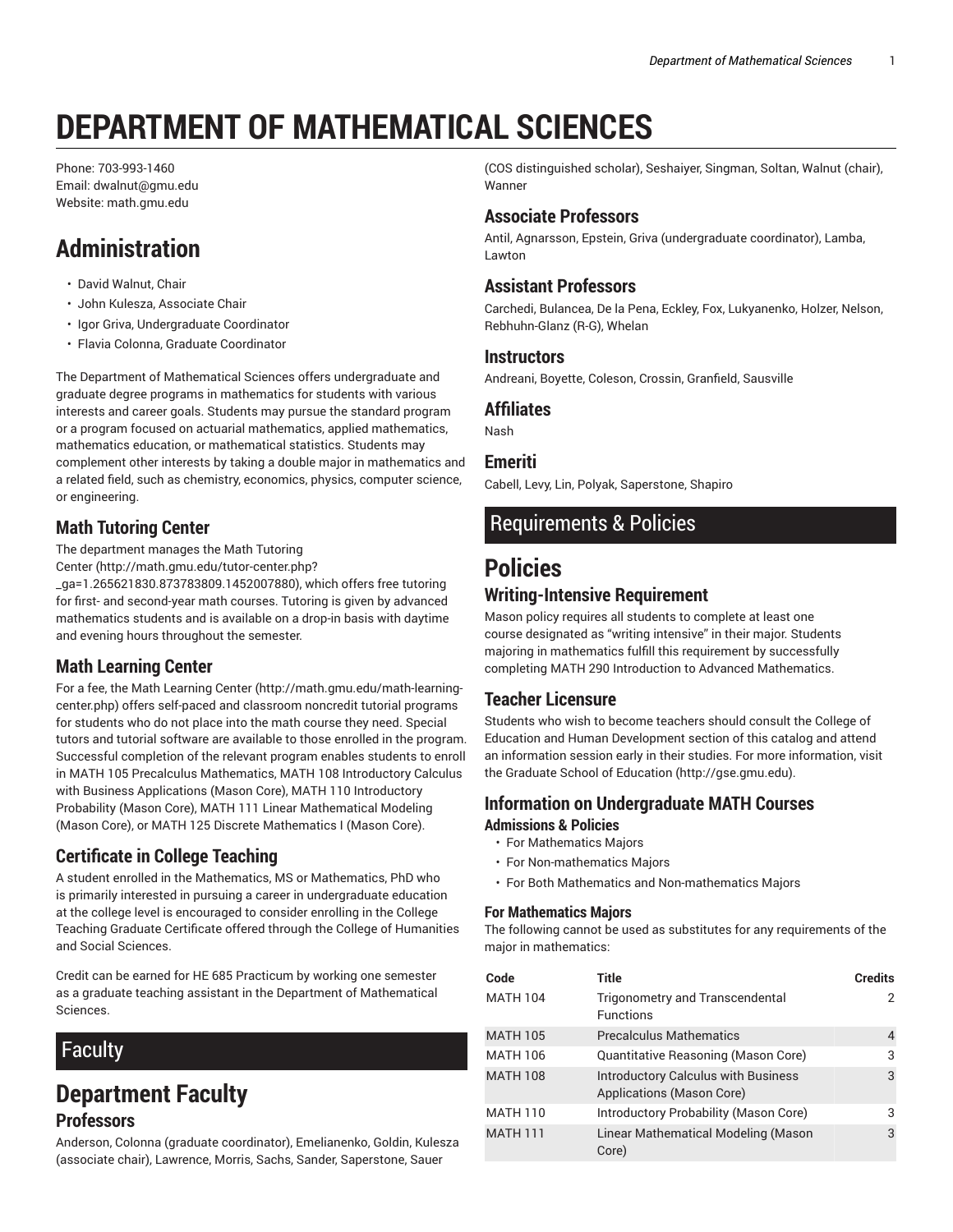# DEPARTMENT OF MATHEMATICAL SCIENCES

Phone: 703-993-1460
Email: dwalnut@gmu.edu
Website: math.gmu.edu

## Administration

- David Walnut, Chair
- John Kulesza, Associate Chair
- Igor Griva, Undergraduate Coordinator
- Flavia Colonna, Graduate Coordinator

The Department of Mathematical Sciences offers undergraduate and graduate degree programs in mathematics for students with various interests and career goals. Students may pursue the standard program or a program focused on actuarial mathematics, applied mathematics, mathematics education, or mathematical statistics. Students may complement other interests by taking a double major in mathematics and a related field, such as chemistry, economics, physics, computer science, or engineering.

### Math Tutoring Center

The department manages the Math Tutoring Center (http://math.gmu.edu/tutor-center.php?_ga=1.265621830.873783809.1452007880), which offers free tutoring for first- and second-year math courses. Tutoring is given by advanced mathematics students and is available on a drop-in basis with daytime and evening hours throughout the semester.

### Math Learning Center

For a fee, the Math Learning Center (http://math.gmu.edu/math-learning-center.php) offers self-paced and classroom noncredit tutorial programs for students who do not place into the math course they need. Special tutors and tutorial software are available to those enrolled in the program. Successful completion of the relevant program enables students to enroll in MATH 105 Precalculus Mathematics, MATH 108 Introductory Calculus with Business Applications (Mason Core), MATH 110 Introductory Probability (Mason Core), MATH 111 Linear Mathematical Modeling (Mason Core), or MATH 125 Discrete Mathematics I (Mason Core).

### Certificate in College Teaching

A student enrolled in the Mathematics, MS or Mathematics, PhD who is primarily interested in pursuing a career in undergraduate education at the college level is encouraged to consider enrolling in the College Teaching Graduate Certificate offered through the College of Humanities and Social Sciences.

Credit can be earned for HE 685 Practicum by working one semester as a graduate teaching assistant in the Department of Mathematical Sciences.

## Faculty

## Department Faculty

### Professors

Anderson, Colonna (graduate coordinator), Emelianenko, Goldin, Kulesza (associate chair), Lawrence, Morris, Sachs, Sander, Saperstone, Sauer (COS distinguished scholar), Seshaiyer, Singman, Soltan, Walnut (chair), Wanner

### Associate Professors

Antil, Agnarsson, Epstein, Griva (undergraduate coordinator), Lamba, Lawton

### Assistant Professors

Carchedi, Bulancea, De la Pena, Eckley, Fox, Lukyanenko, Holzer, Nelson, Rebhuhn-Glanz (R-G), Whelan

### Instructors

Andreani, Boyette, Coleson, Crossin, Granfield, Sausville

### Affiliates

Nash

### Emeriti

Cabell, Levy, Lin, Polyak, Saperstone, Shapiro

## Requirements & Policies

## Policies

### Writing-Intensive Requirement

Mason policy requires all students to complete at least one course designated as "writing intensive" in their major. Students majoring in mathematics fulfill this requirement by successfully completing MATH 290 Introduction to Advanced Mathematics.

### Teacher Licensure

Students who wish to become teachers should consult the College of Education and Human Development section of this catalog and attend an information session early in their studies. For more information, visit the Graduate School of Education (http://gse.gmu.edu).

### Information on Undergraduate MATH Courses

#### Admissions & Policies

- For Mathematics Majors
- For Non-mathematics Majors
- For Both Mathematics and Non-mathematics Majors

#### For Mathematics Majors

The following cannot be used as substitutes for any requirements of the major in mathematics:

| Code | Title | Credits |
|---|---|---|
| MATH 104 | Trigonometry and Transcendental Functions | 2 |
| MATH 105 | Precalculus Mathematics | 4 |
| MATH 106 | Quantitative Reasoning (Mason Core) | 3 |
| MATH 108 | Introductory Calculus with Business Applications (Mason Core) | 3 |
| MATH 110 | Introductory Probability (Mason Core) | 3 |
| MATH 111 | Linear Mathematical Modeling (Mason Core) | 3 |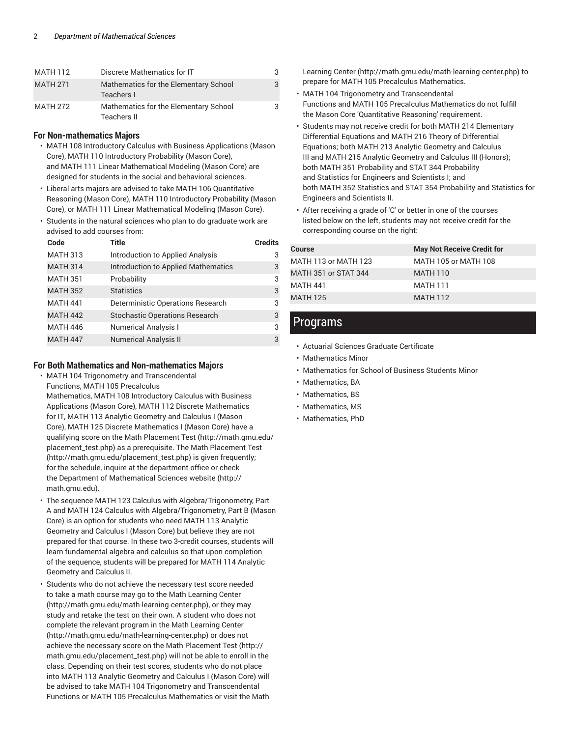| | | |
|---|---|---|
| MATH 112 | Discrete Mathematics for IT | 3 |
| MATH 271 | Mathematics for the Elementary School Teachers I | 3 |
| MATH 272 | Mathematics for the Elementary School Teachers II | 3 |

### For Non-mathematics Majors

- MATH 108 Introductory Calculus with Business Applications (Mason Core), MATH 110 Introductory Probability (Mason Core), and MATH 111 Linear Mathematical Modeling (Mason Core) are designed for students in the social and behavioral sciences.
- Liberal arts majors are advised to take MATH 106 Quantitative Reasoning (Mason Core), MATH 110 Introductory Probability (Mason Core), or MATH 111 Linear Mathematical Modeling (Mason Core).
- Students in the natural sciences who plan to do graduate work are advised to add courses from:

| Code | Title | Credits |
|---|---|---|
| MATH 313 | Introduction to Applied Analysis | 3 |
| MATH 314 | Introduction to Applied Mathematics | 3 |
| MATH 351 | Probability | 3 |
| MATH 352 | Statistics | 3 |
| MATH 441 | Deterministic Operations Research | 3 |
| MATH 442 | Stochastic Operations Research | 3 |
| MATH 446 | Numerical Analysis I | 3 |
| MATH 447 | Numerical Analysis II | 3 |

### For Both Mathematics and Non-mathematics Majors

- MATH 104 Trigonometry and Transcendental Functions, MATH 105 Precalculus Mathematics, MATH 108 Introductory Calculus with Business Applications (Mason Core), MATH 112 Discrete Mathematics for IT, MATH 113 Analytic Geometry and Calculus I (Mason Core), MATH 125 Discrete Mathematics I (Mason Core) have a qualifying score on the Math Placement Test (http://math.gmu.edu/placement_test.php) as a prerequisite. The Math Placement Test (http://math.gmu.edu/placement_test.php) is given frequently; for the schedule, inquire at the department office or check the Department of Mathematical Sciences website (http://math.gmu.edu).
- The sequence MATH 123 Calculus with Algebra/Trigonometry, Part A and MATH 124 Calculus with Algebra/Trigonometry, Part B (Mason Core) is an option for students who need MATH 113 Analytic Geometry and Calculus I (Mason Core) but believe they are not prepared for that course. In these two 3-credit courses, students will learn fundamental algebra and calculus so that upon completion of the sequence, students will be prepared for MATH 114 Analytic Geometry and Calculus II.
- Students who do not achieve the necessary test score needed to take a math course may go to the Math Learning Center (http://math.gmu.edu/math-learning-center.php), or they may study and retake the test on their own. A student who does not complete the relevant program in the Math Learning Center (http://math.gmu.edu/math-learning-center.php) or does not achieve the necessary score on the Math Placement Test (http://math.gmu.edu/placement_test.php) will not be able to enroll in the class. Depending on their test scores, students who do not place into MATH 113 Analytic Geometry and Calculus I (Mason Core) will be advised to take MATH 104 Trigonometry and Transcendental Functions or MATH 105 Precalculus Mathematics or visit the Math Learning Center (http://math.gmu.edu/math-learning-center.php) to prepare for MATH 105 Precalculus Mathematics.
- MATH 104 Trigonometry and Transcendental Functions and MATH 105 Precalculus Mathematics do not fulfill the Mason Core 'Quantitative Reasoning' requirement.
- Students may not receive credit for both MATH 214 Elementary Differential Equations and MATH 216 Theory of Differential Equations; both MATH 213 Analytic Geometry and Calculus III and MATH 215 Analytic Geometry and Calculus III (Honors); both MATH 351 Probability and STAT 344 Probability and Statistics for Engineers and Scientists I; and both MATH 352 Statistics and STAT 354 Probability and Statistics for Engineers and Scientists II.
- After receiving a grade of 'C' or better in one of the courses listed below on the left, students may not receive credit for the corresponding course on the right:

| Course | May Not Receive Credit for |
|---|---|
| MATH 113 or MATH 123 | MATH 105 or MATH 108 |
| MATH 351 or STAT 344 | MATH 110 |
| MATH 441 | MATH 111 |
| MATH 125 | MATH 112 |

## Programs

- Actuarial Sciences Graduate Certificate
- Mathematics Minor
- Mathematics for School of Business Students Minor
- Mathematics, BA
- Mathematics, BS
- Mathematics, MS
- Mathematics, PhD